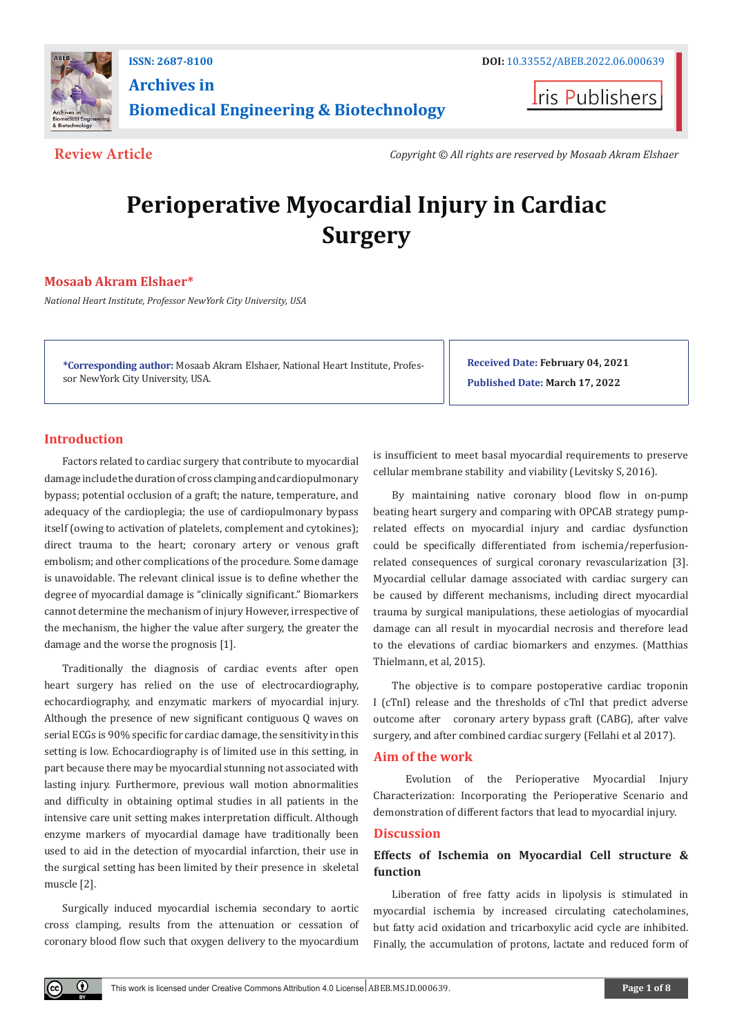**Review Article**

*Copyright © All rights are reserved by Mosaab Akram Elshaer*

# Perioperative Myocardial Injury in Cardiac Surgery

**Mosaab Akram Elshaer***

*National Heart Institute, Professor NewYork City University, USA*

***Corresponding author:** Mosaab Akram Elshaer, National Heart Institute, Professor NewYork City University, USA.

**Received Date:** February 04, 2021

**Published Date:** March 17, 2022

## Introduction

Factors related to cardiac surgery that contribute to myocardial damage include the duration of cross clamping and cardiopulmonary bypass; potential occlusion of a graft; the nature, temperature, and adequacy of the cardioplegia; the use of cardiopulmonary bypass itself (owing to activation of platelets, complement and cytokines); direct trauma to the heart; coronary artery or venous graft embolism; and other complications of the procedure. Some damage is unavoidable. The relevant clinical issue is to define whether the degree of myocardial damage is "clinically significant." Biomarkers cannot determine the mechanism of injury However, irrespective of the mechanism, the higher the value after surgery, the greater the damage and the worse the prognosis [1].

Traditionally the diagnosis of cardiac events after open heart surgery has relied on the use of electrocardiography, echocardiography, and enzymatic markers of myocardial injury. Although the presence of new significant contiguous Q waves on serial ECGs is 90% specific for cardiac damage, the sensitivity in this setting is low. Echocardiography is of limited use in this setting, in part because there may be myocardial stunning not associated with lasting injury. Furthermore, previous wall motion abnormalities and difficulty in obtaining optimal studies in all patients in the intensive care unit setting makes interpretation difficult. Although enzyme markers of myocardial damage have traditionally been used to aid in the detection of myocardial infarction, their use in the surgical setting has been limited by their presence in skeletal muscle [2].

Surgically induced myocardial ischemia secondary to aortic cross clamping, results from the attenuation or cessation of coronary blood flow such that oxygen delivery to the myocardium is insufficient to meet basal myocardial requirements to preserve cellular membrane stability and viability (Levitsky S, 2016).

By maintaining native coronary blood flow in on-pump beating heart surgery and comparing with OPCAB strategy pump-related effects on myocardial injury and cardiac dysfunction could be specifically differentiated from ischemia/reperfusion-related consequences of surgical coronary revascularization [3]. Myocardial cellular damage associated with cardiac surgery can be caused by different mechanisms, including direct myocardial trauma by surgical manipulations, these aetiologias of myocardial damage can all result in myocardial necrosis and therefore lead to the elevations of cardiac biomarkers and enzymes. (Matthias Thielmann, et al, 2015).

The objective is to compare postoperative cardiac troponin I (cTnI) release and the thresholds of cTnI that predict adverse outcome after coronary artery bypass graft (CABG), after valve surgery, and after combined cardiac surgery (Fellahi et al 2017).

## Aim of the work

Evolution of the Perioperative Myocardial Injury Characterization: Incorporating the Perioperative Scenario and demonstration of different factors that lead to myocardial injury.

## Discussion

### Effects of Ischemia on Myocardial Cell structure & function

Liberation of free fatty acids in lipolysis is stimulated in myocardial ischemia by increased circulating catecholamines, but fatty acid oxidation and tricarboxylic acid cycle are inhibited. Finally, the accumulation of protons, lactate and reduced form of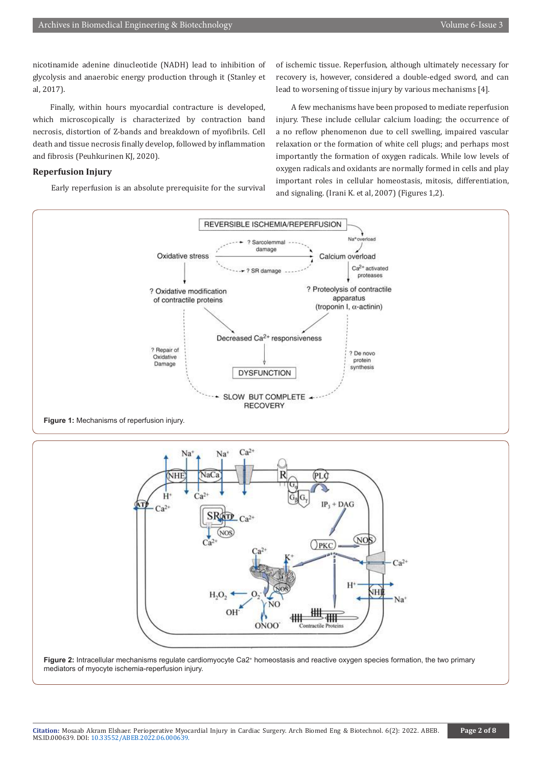nicotinamide adenine dinucleotide (NADH) lead to inhibition of glycolysis and anaerobic energy production through it (Stanley et al, 2017).

Finally, within hours myocardial contracture is developed, which microscopically is characterized by contraction band necrosis, distortion of Z-bands and breakdown of myofibrils. Cell death and tissue necrosis finally develop, followed by inflammation and fibrosis (Peuhkurinen KJ, 2020).

## Reperfusion Injury

Early reperfusion is an absolute prerequisite for the survival of ischemic tissue. Reperfusion, although ultimately necessary for recovery is, however, considered a double-edged sword, and can lead to worsening of tissue injury by various mechanisms [4].

A few mechanisms have been proposed to mediate reperfusion injury. These include cellular calcium loading; the occurrence of a no reflow phenomenon due to cell swelling, impaired vascular relaxation or the formation of white cell plugs; and perhaps most importantly the formation of oxygen radicals. While low levels of oxygen radicals and oxidants are normally formed in cells and play important roles in cellular homeostasis, mitosis, differentiation, and signaling. (Irani K. et al, 2007) (Figures 1,2).

**Figure 1:** Mechanisms of reperfusion injury.

**Figure 2:** Intracellular mechanisms regulate cardiomyocyte Ca2+ homeostasis and reactive oxygen species formation, the two primary mediators of myocyte ischemia-reperfusion injury.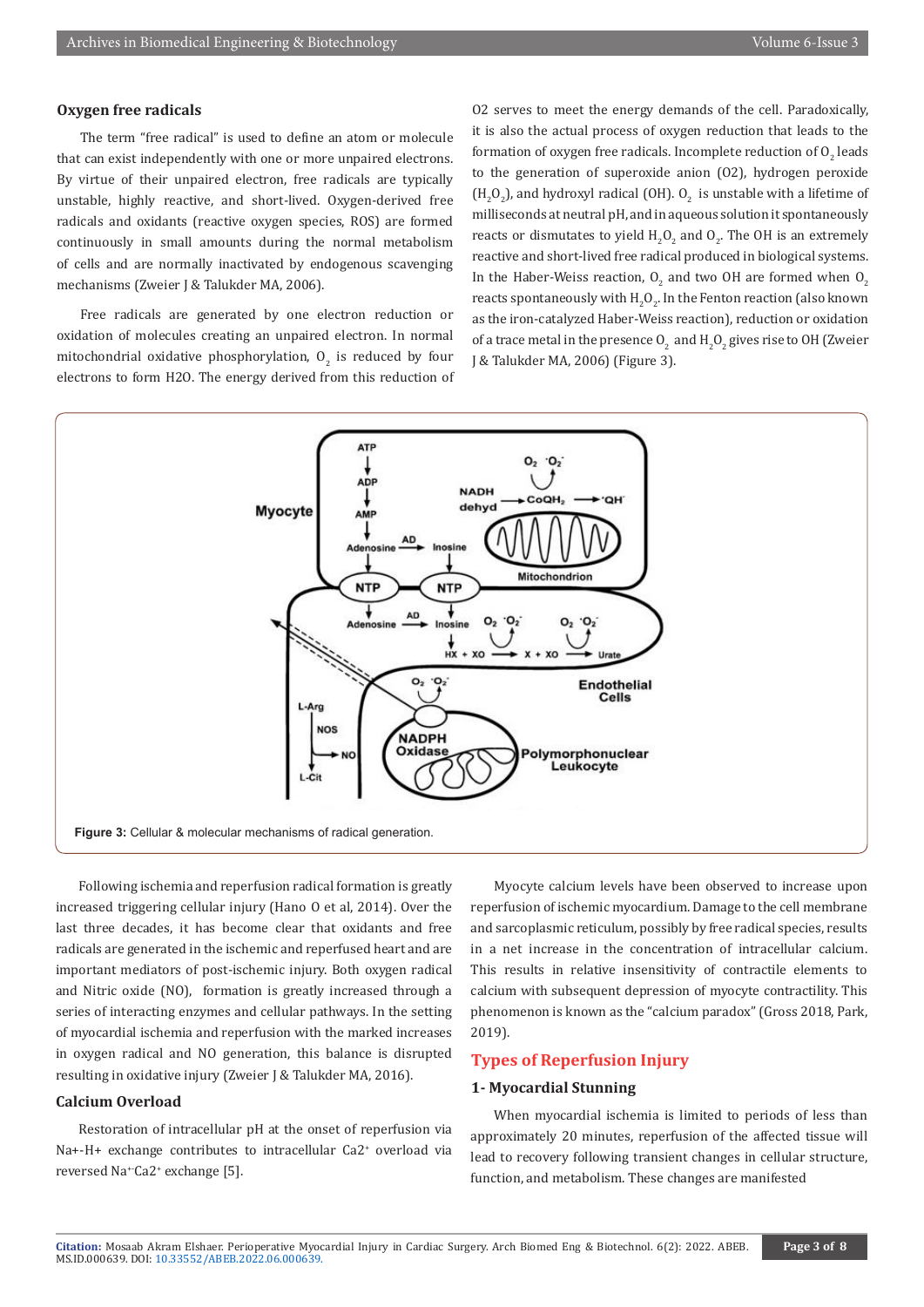### Oxygen free radicals

The term "free radical" is used to define an atom or molecule that can exist independently with one or more unpaired electrons. By virtue of their unpaired electron, free radicals are typically unstable, highly reactive, and short-lived. Oxygen-derived free radicals and oxidants (reactive oxygen species, ROS) are formed continuously in small amounts during the normal metabolism of cells and are normally inactivated by endogenous scavenging mechanisms (Zweier J & Talukder MA, 2006).

Free radicals are generated by one electron reduction or oxidation of molecules creating an unpaired electron. In normal mitochondrial oxidative phosphorylation, $O_2$ is reduced by four electrons to form H2O. The energy derived from this reduction of O2 serves to meet the energy demands of the cell. Paradoxically, it is also the actual process of oxygen reduction that leads to the formation of oxygen free radicals. Incomplete reduction of $O_2$ leads to the generation of superoxide anion (O2), hydrogen peroxide ($H_2O_2$), and hydroxyl radical (OH). $O_2$ is unstable with a lifetime of milliseconds at neutral pH, and in aqueous solution it spontaneously reacts or dismutates to yield $H_2O_2$ and $O_2$. The OH is an extremely reactive and short-lived free radical produced in biological systems. In the Haber-Weiss reaction, $O_2$ and two OH are formed when $O_2$ reacts spontaneously with $H_2O_2$. In the Fenton reaction (also known as the iron-catalyzed Haber-Weiss reaction), reduction or oxidation of a trace metal in the presence $O_2$ and $H_2O_2$ gives rise to OH (Zweier J & Talukder MA, 2006) (Figure 3).

**Figure 3:** Cellular & molecular mechanisms of radical generation.

Following ischemia and reperfusion radical formation is greatly increased triggering cellular injury (Hano O et al, 2014). Over the last three decades, it has become clear that oxidants and free radicals are generated in the ischemic and reperfused heart and are important mediators of post-ischemic injury. Both oxygen radical and Nitric oxide (NO), formation is greatly increased through a series of interacting enzymes and cellular pathways. In the setting of myocardial ischemia and reperfusion with the marked increases in oxygen radical and NO generation, this balance is disrupted resulting in oxidative injury (Zweier J & Talukder MA, 2016).

### Calcium Overload

Restoration of intracellular pH at the onset of reperfusion via Na+-H+ exchange contributes to intracellular $Ca2^{+}$ overload via reversed $Na^{+}Ca2^{+}$ exchange [5].

Myocyte calcium levels have been observed to increase upon reperfusion of ischemic myocardium. Damage to the cell membrane and sarcoplasmic reticulum, possibly by free radical species, results in a net increase in the concentration of intracellular calcium. This results in relative insensitivity of contractile elements to calcium with subsequent depression of myocyte contractility. This phenomenon is known as the "calcium paradox" (Gross 2018, Park, 2019).

## Types of Reperfusion Injury

### 1- Myocardial Stunning

When myocardial ischemia is limited to periods of less than approximately 20 minutes, reperfusion of the affected tissue will lead to recovery following transient changes in cellular structure, function, and metabolism. These changes are manifested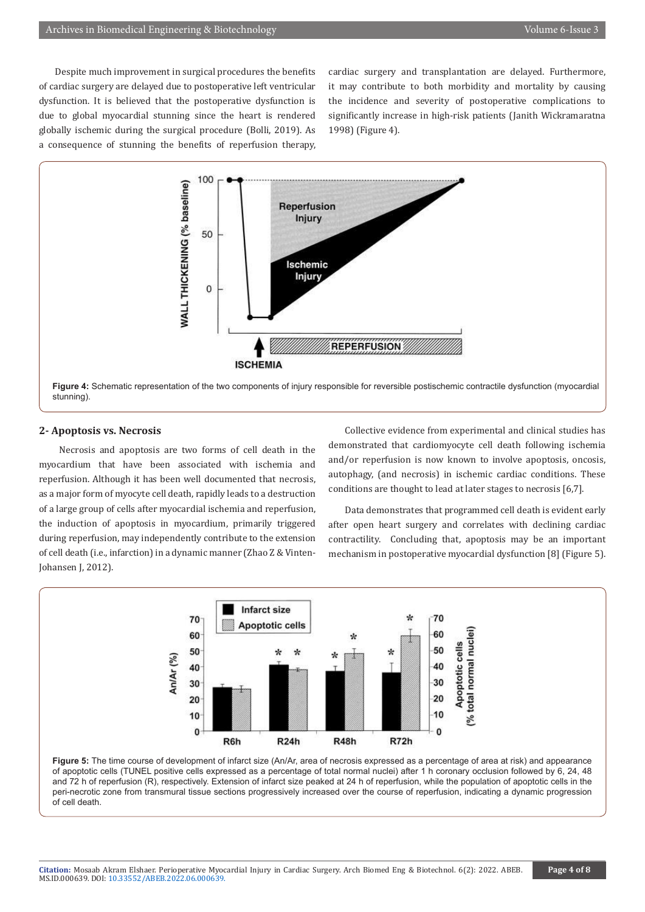Despite much improvement in surgical procedures the benefits of cardiac surgery are delayed due to postoperative left ventricular dysfunction. It is believed that the postoperative dysfunction is due to global myocardial stunning since the heart is rendered globally ischemic during the surgical procedure (Bolli, 2019). As a consequence of stunning the benefits of reperfusion therapy, cardiac surgery and transplantation are delayed. Furthermore, it may contribute to both morbidity and mortality by causing the incidence and severity of postoperative complications to significantly increase in high-risk patients (Janith Wickramaratna 1998) (Figure 4).

**Figure 4:** Schematic representation of the two components of injury responsible for reversible postischemic contractile dysfunction (myocardial stunning).

## 2- Apoptosis vs. Necrosis

Necrosis and apoptosis are two forms of cell death in the myocardium that have been associated with ischemia and reperfusion. Although it has been well documented that necrosis, as a major form of myocyte cell death, rapidly leads to a destruction of a large group of cells after myocardial ischemia and reperfusion, the induction of apoptosis in myocardium, primarily triggered during reperfusion, may independently contribute to the extension of cell death (i.e., infarction) in a dynamic manner (Zhao Z & Vinten-Johansen J, 2012).

Collective evidence from experimental and clinical studies has demonstrated that cardiomyocyte cell death following ischemia and/or reperfusion is now known to involve apoptosis, oncosis, autophagy, (and necrosis) in ischemic cardiac conditions. These conditions are thought to lead at later stages to necrosis [6,7].

Data demonstrates that programmed cell death is evident early after open heart surgery and correlates with declining cardiac contractility. Concluding that, apoptosis may be an important mechanism in postoperative myocardial dysfunction [8] (Figure 5).

**Figure 5:** The time course of development of infarct size (An/Ar, area of necrosis expressed as a percentage of area at risk) and appearance of apoptotic cells (TUNEL positive cells expressed as a percentage of total normal nuclei) after 1 h coronary occlusion followed by 6, 24, 48 and 72 h of reperfusion (R), respectively. Extension of infarct size peaked at 24 h of reperfusion, while the population of apoptotic cells in the peri-necrotic zone from transmural tissue sections progressively increased over the course of reperfusion, indicating a dynamic progression of cell death.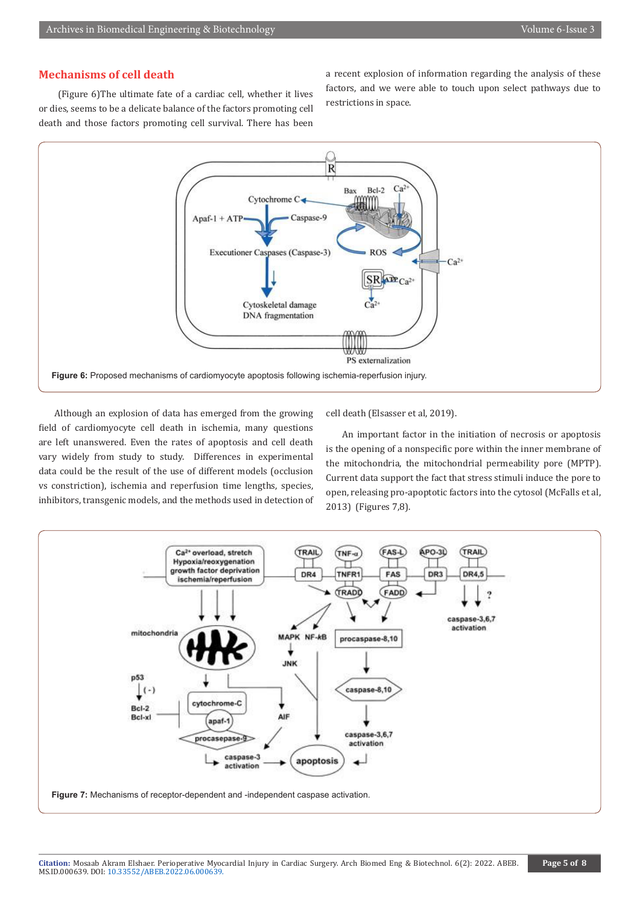## Mechanisms of cell death

(Figure 6)The ultimate fate of a cardiac cell, whether it lives or dies, seems to be a delicate balance of the factors promoting cell death and those factors promoting cell survival. There has been a recent explosion of information regarding the analysis of these factors, and we were able to touch upon select pathways due to restrictions in space.

**Figure 6:** Proposed mechanisms of cardiomyocyte apoptosis following ischemia-reperfusion injury.

Although an explosion of data has emerged from the growing field of cardiomyocyte cell death in ischemia, many questions are left unanswered. Even the rates of apoptosis and cell death vary widely from study to study. Differences in experimental data could be the result of the use of different models (occlusion vs constriction), ischemia and reperfusion time lengths, species, inhibitors, transgenic models, and the methods used in detection of cell death (Elsasser et al, 2019).

An important factor in the initiation of necrosis or apoptosis is the opening of a nonspecific pore within the inner membrane of the mitochondria, the mitochondrial permeability pore (MPTP). Current data support the fact that stress stimuli induce the pore to open, releasing pro-apoptotic factors into the cytosol (McFalls et al, 2013) (Figures 7,8).

**Figure 7:** Mechanisms of receptor-dependent and -independent caspase activation.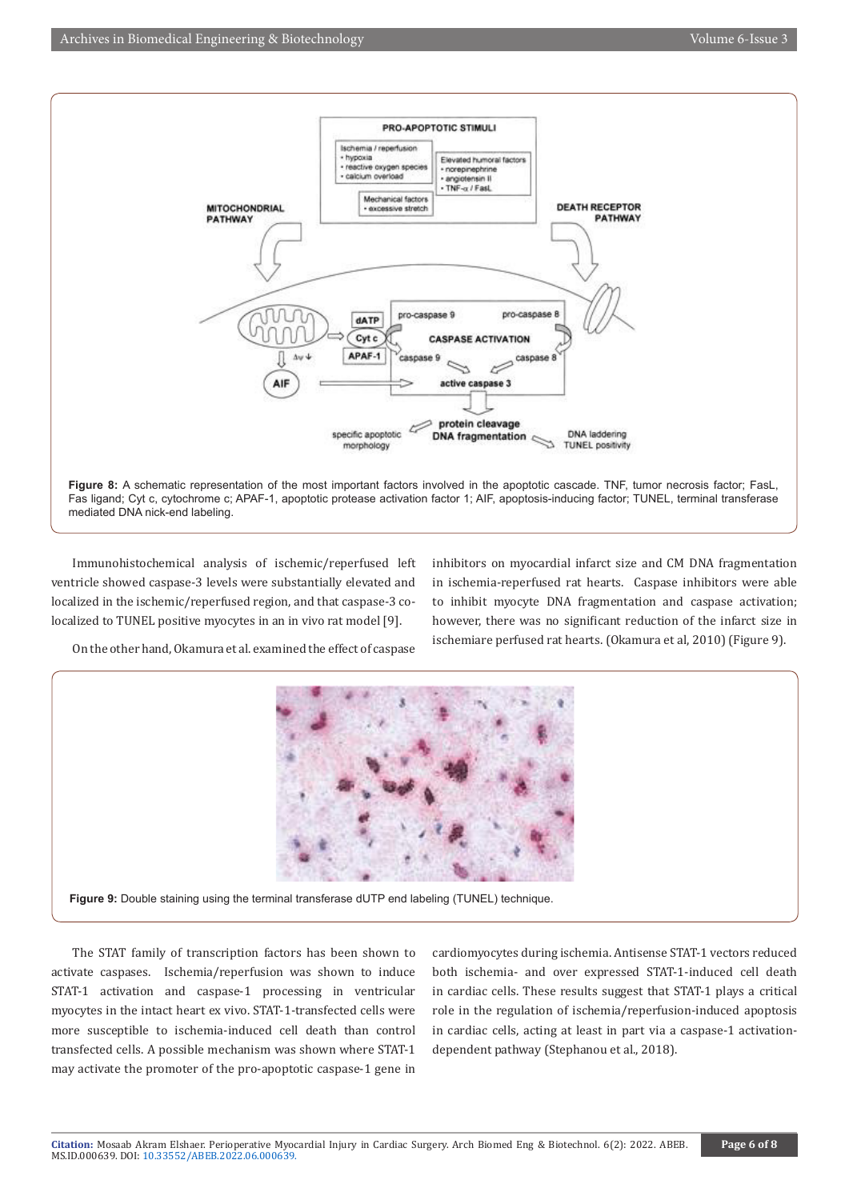**Figure 8:** A schematic representation of the most important factors involved in the apoptotic cascade. TNF, tumor necrosis factor; FasL, Fas ligand; Cyt c, cytochrome c; APAF-1, apoptotic protease activation factor 1; AIF, apoptosis-inducing factor; TUNEL, terminal transferase mediated DNA nick-end labeling.

Immunohistochemical analysis of ischemic/reperfused left ventricle showed caspase-3 levels were substantially elevated and localized in the ischemic/reperfused region, and that caspase-3 co-localized to TUNEL positive myocytes in an in vivo rat model [9].

On the other hand, Okamura et al. examined the effect of caspase inhibitors on myocardial infarct size and CM DNA fragmentation in ischemia-reperfused rat hearts. Caspase inhibitors were able to inhibit myocyte DNA fragmentation and caspase activation; however, there was no significant reduction of the infarct size in ischemiare perfused rat hearts. (Okamura et al, 2010) (Figure 9).

**Figure 9:** Double staining using the terminal transferase dUTP end labeling (TUNEL) technique.

The STAT family of transcription factors has been shown to activate caspases. Ischemia/reperfusion was shown to induce STAT-1 activation and caspase-1 processing in ventricular myocytes in the intact heart ex vivo. STAT-1-transfected cells were more susceptible to ischemia-induced cell death than control transfected cells. A possible mechanism was shown where STAT-1 may activate the promoter of the pro-apoptotic caspase-1 gene in cardiomyocytes during ischemia. Antisense STAT-1 vectors reduced both ischemia- and over expressed STAT-1-induced cell death in cardiac cells. These results suggest that STAT-1 plays a critical role in the regulation of ischemia/reperfusion-induced apoptosis in cardiac cells, acting at least in part via a caspase-1 activation-dependent pathway (Stephanou et al., 2018).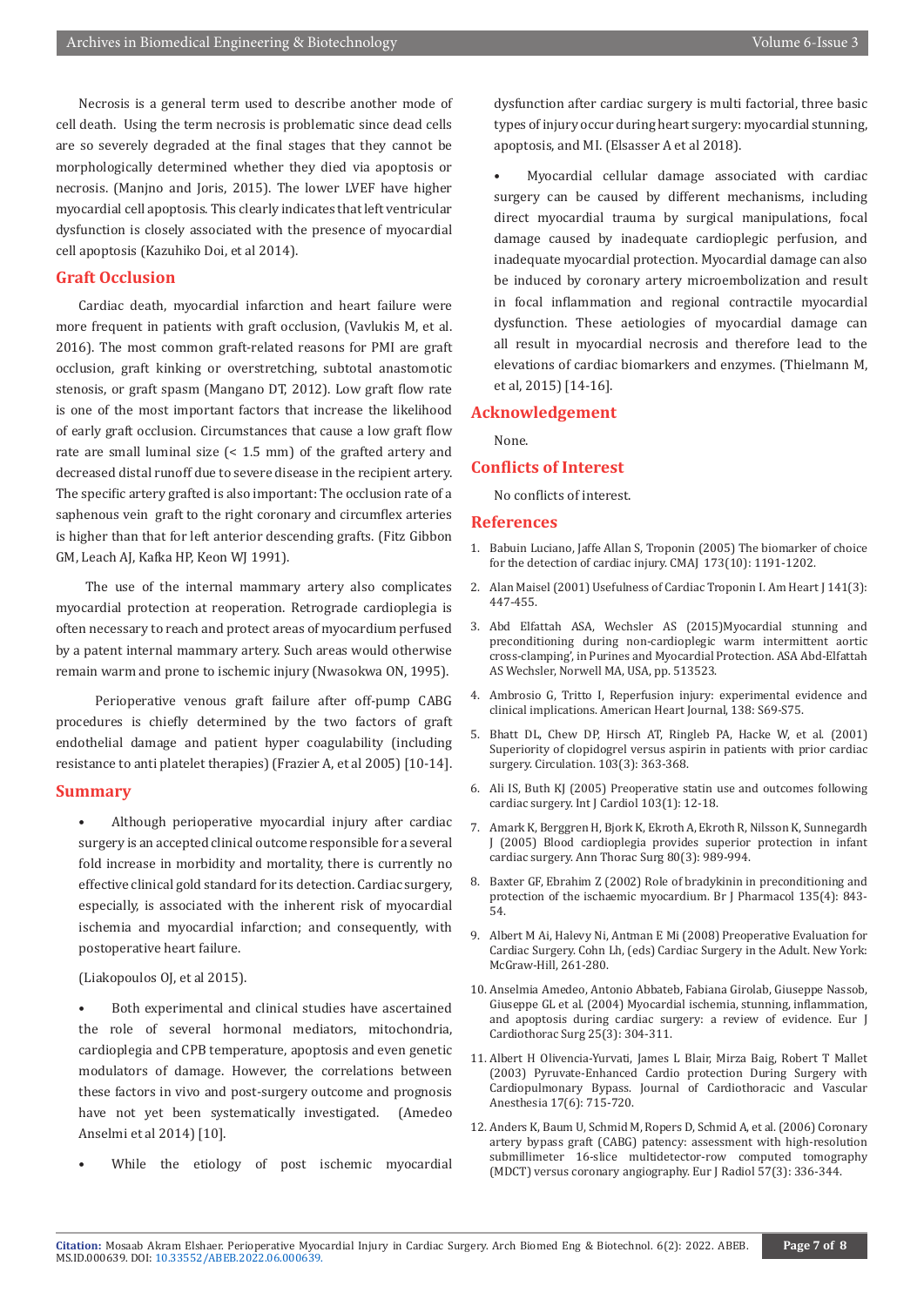Necrosis is a general term used to describe another mode of cell death. Using the term necrosis is problematic since dead cells are so severely degraded at the final stages that they cannot be morphologically determined whether they died via apoptosis or necrosis. (Manjno and Joris, 2015). The lower LVEF have higher myocardial cell apoptosis. This clearly indicates that left ventricular dysfunction is closely associated with the presence of myocardial cell apoptosis (Kazuhiko Doi, et al 2014).

## Graft Occlusion

Cardiac death, myocardial infarction and heart failure were more frequent in patients with graft occlusion, (Vavlukis M, et al. 2016). The most common graft-related reasons for PMI are graft occlusion, graft kinking or overstretching, subtotal anastomotic stenosis, or graft spasm (Mangano DT, 2012). Low graft flow rate is one of the most important factors that increase the likelihood of early graft occlusion. Circumstances that cause a low graft flow rate are small luminal size (< 1.5 mm) of the grafted artery and decreased distal runoff due to severe disease in the recipient artery. The specific artery grafted is also important: The occlusion rate of a saphenous vein graft to the right coronary and circumflex arteries is higher than that for left anterior descending grafts. (Fitz Gibbon GM, Leach AJ, Kafka HP, Keon WJ 1991).

The use of the internal mammary artery also complicates myocardial protection at reoperation. Retrograde cardioplegia is often necessary to reach and protect areas of myocardium perfused by a patent internal mammary artery. Such areas would otherwise remain warm and prone to ischemic injury (Nwasokwa ON, 1995).

Perioperative venous graft failure after off-pump CABG procedures is chiefly determined by the two factors of graft endothelial damage and patient hyper coagulability (including resistance to anti platelet therapies) (Frazier A, et al 2005) [10-14].

## Summary

- Although perioperative myocardial injury after cardiac surgery is an accepted clinical outcome responsible for a several fold increase in morbidity and mortality, there is currently no effective clinical gold standard for its detection. Cardiac surgery, especially, is associated with the inherent risk of myocardial ischemia and myocardial infarction; and consequently, with postoperative heart failure.

(Liakopoulos OJ, et al 2015).

- Both experimental and clinical studies have ascertained the role of several hormonal mediators, mitochondria, cardioplegia and CPB temperature, apoptosis and even genetic modulators of damage. However, the correlations between these factors in vivo and post-surgery outcome and prognosis have not yet been systematically investigated. (Amedeo Anselmi et al 2014) [10].

- While the etiology of post ischemic myocardial dysfunction after cardiac surgery is multi factorial, three basic types of injury occur during heart surgery: myocardial stunning, apoptosis, and MI. (Elsasser A et al 2018).

- Myocardial cellular damage associated with cardiac surgery can be caused by different mechanisms, including direct myocardial trauma by surgical manipulations, focal damage caused by inadequate cardioplegic perfusion, and inadequate myocardial protection. Myocardial damage can also be induced by coronary artery microembolization and result in focal inflammation and regional contractile myocardial dysfunction. These aetiologies of myocardial damage can all result in myocardial necrosis and therefore lead to the elevations of cardiac biomarkers and enzymes. (Thielmann M, et al, 2015) [14-16].

## Acknowledgement

None.

## Conflicts of Interest

No conflicts of interest.

## References

1. Babuin Luciano, Jaffe Allan S, Troponin (2005) The biomarker of choice for the detection of cardiac injury. CMAJ 173(10): 1191-1202.
2. Alan Maisel (2001) Usefulness of Cardiac Troponin I. Am Heart J 141(3): 447-455.
3. Abd Elfattah ASA, Wechsler AS (2015)Myocardial stunning and preconditioning during non-cardioplegic warm intermittent aortic cross-clamping', in Purines and Myocardial Protection. ASA Abd-Elfattah AS Wechsler, Norwell MA, USA, pp. 513523.
4. Ambrosio G, Tritto I, Reperfusion injury: experimental evidence and clinical implications. American Heart Journal, 138: S69-S75.
5. Bhatt DL, Chew DP, Hirsch AT, Ringleb PA, Hacke W, et al. (2001) Superiority of clopidogrel versus aspirin in patients with prior cardiac surgery. Circulation. 103(3): 363-368.
6. Ali IS, Buth KJ (2005) Preoperative statin use and outcomes following cardiac surgery. Int J Cardiol 103(1): 12-18.
7. Amark K, Berggren H, Bjork K, Ekroth A, Ekroth R, Nilsson K, Sunnegardh J (2005) Blood cardioplegia provides superior protection in infant cardiac surgery. Ann Thorac Surg 80(3): 989-994.
8. Baxter GF, Ebrahim Z (2002) Role of bradykinin in preconditioning and protection of the ischaemic myocardium. Br J Pharmacol 135(4): 843-54.
9. Albert M Ai, Halevy Ni, Antman E Mi (2008) Preoperative Evaluation for Cardiac Surgery. Cohn Lh, (eds) Cardiac Surgery in the Adult. New York: McGraw-Hill, 261-280.
10. Anselmia Amedeo, Antonio Abbateb, Fabiana Girolab, Giuseppe Nassob, Giuseppe GL et al. (2004) Myocardial ischemia, stunning, inflammation, and apoptosis during cardiac surgery: a review of evidence. Eur J Cardiothorac Surg 25(3): 304-311.
11. Albert H Olivencia-Yurvati, James L Blair, Mirza Baig, Robert T Mallet (2003) Pyruvate-Enhanced Cardio protection During Surgery with Cardiopulmonary Bypass. Journal of Cardiothoracic and Vascular Anesthesia 17(6): 715-720.
12. Anders K, Baum U, Schmid M, Ropers D, Schmid A, et al. (2006) Coronary artery bypass graft (CABG) patency: assessment with high-resolution submillimeter 16-slice multidetector-row computed tomography (MDCT) versus coronary angiography. Eur J Radiol 57(3): 336-344.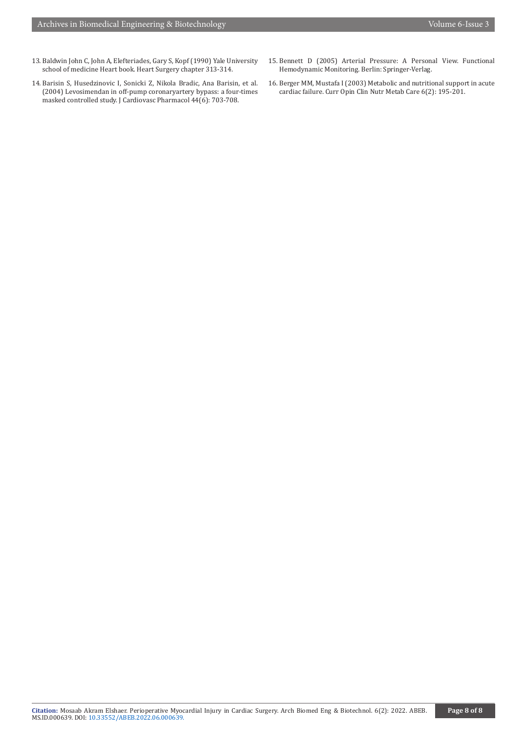13. Baldwin John C, John A, Elefteriades, Gary S, Kopf (1990) Yale University school of medicine Heart book. Heart Surgery chapter 313-314.
14. Barisin S, Husedzinovic I, Sonicki Z, Nikola Bradic, Ana Barisin, et al. (2004) Levosimendan in off-pump coronaryartery bypass: a four-times masked controlled study. J Cardiovasc Pharmacol 44(6): 703-708.
15. Bennett D (2005) Arterial Pressure: A Personal View. Functional Hemodynamic Monitoring. Berlin: Springer-Verlag.
16. Berger MM, Mustafa I (2003) Metabolic and nutritional support in acute cardiac failure. Curr Opin Clin Nutr Metab Care 6(2): 195-201.